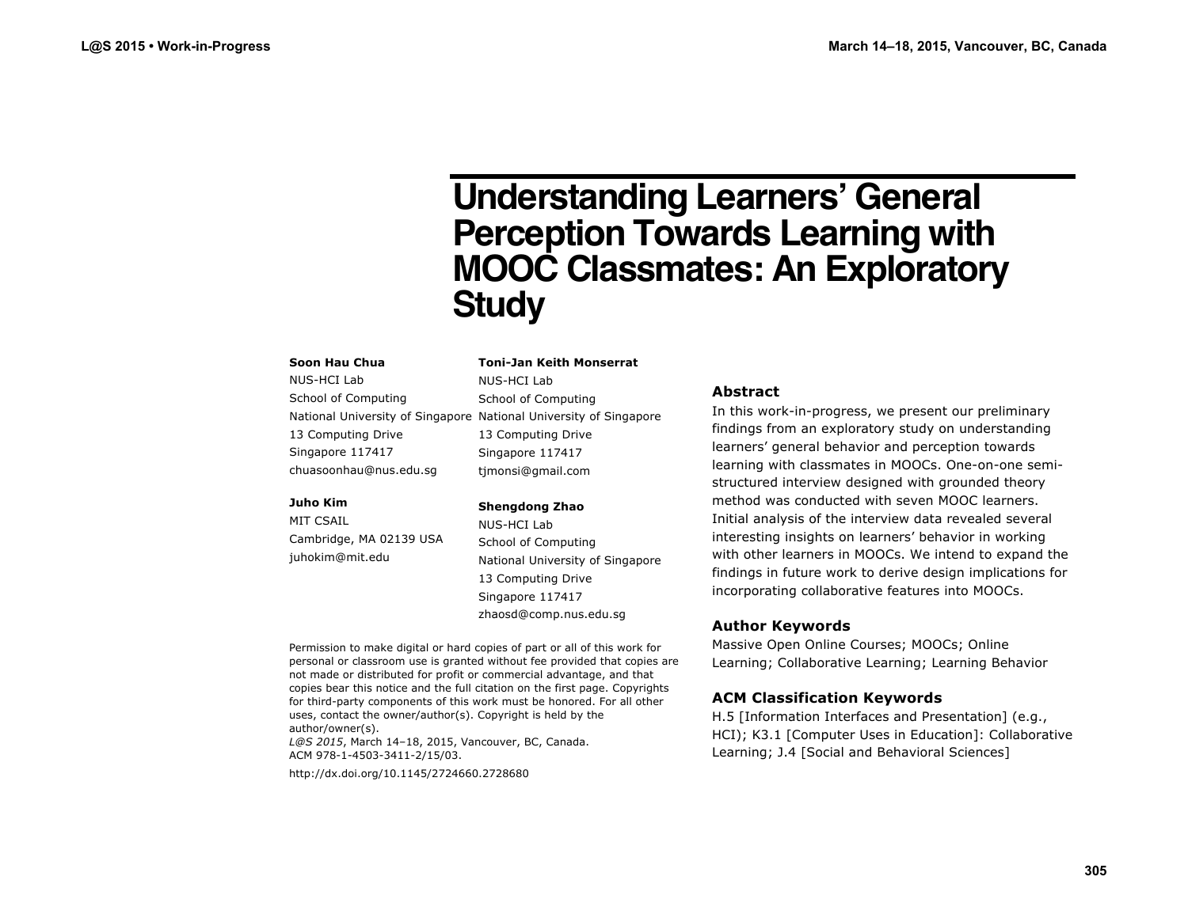# Understanding Learners' General Perception Towards Learning with MOOC Classmates: An Exploratory Study

**Soon Hau Chua**
NUS-HCI Lab
School of Computing
National University of Singapore
13 Computing Drive
Singapore 117417
chuasoonhau@nus.edu.sg

**Toni-Jan Keith Monserrat**
NUS-HCI Lab
School of Computing
National University of Singapore
13 Computing Drive
Singapore 117417
tjmonsi@gmail.com

**Juho Kim**
MIT CSAIL
Cambridge, MA 02139 USA
juhokim@mit.edu

**Shengdong Zhao**
NUS-HCI Lab
School of Computing
National University of Singapore
13 Computing Drive
Singapore 117417
zhaosd@comp.nus.edu.sg

Permission to make digital or hard copies of part or all of this work for personal or classroom use is granted without fee provided that copies are not made or distributed for profit or commercial advantage, and that copies bear this notice and the full citation on the first page. Copyrights for third-party components of this work must be honored. For all other uses, contact the owner/author(s). Copyright is held by the author/owner(s).
*L@S 2015*, March 14–18, 2015, Vancouver, BC, Canada.
ACM 978-1-4503-3411-2/15/03.

http://dx.doi.org/10.1145/2724660.2728680

## Abstract

In this work-in-progress, we present our preliminary findings from an exploratory study on understanding learners' general behavior and perception towards learning with classmates in MOOCs. One-on-one semi-structured interview designed with grounded theory method was conducted with seven MOOC learners. Initial analysis of the interview data revealed several interesting insights on learners' behavior in working with other learners in MOOCs. We intend to expand the findings in future work to derive design implications for incorporating collaborative features into MOOCs.

## Author Keywords

Massive Open Online Courses; MOOCs; Online Learning; Collaborative Learning; Learning Behavior

## ACM Classification Keywords

H.5 [Information Interfaces and Presentation] (e.g., HCI); K3.1 [Computer Uses in Education]: Collaborative Learning; J.4 [Social and Behavioral Sciences]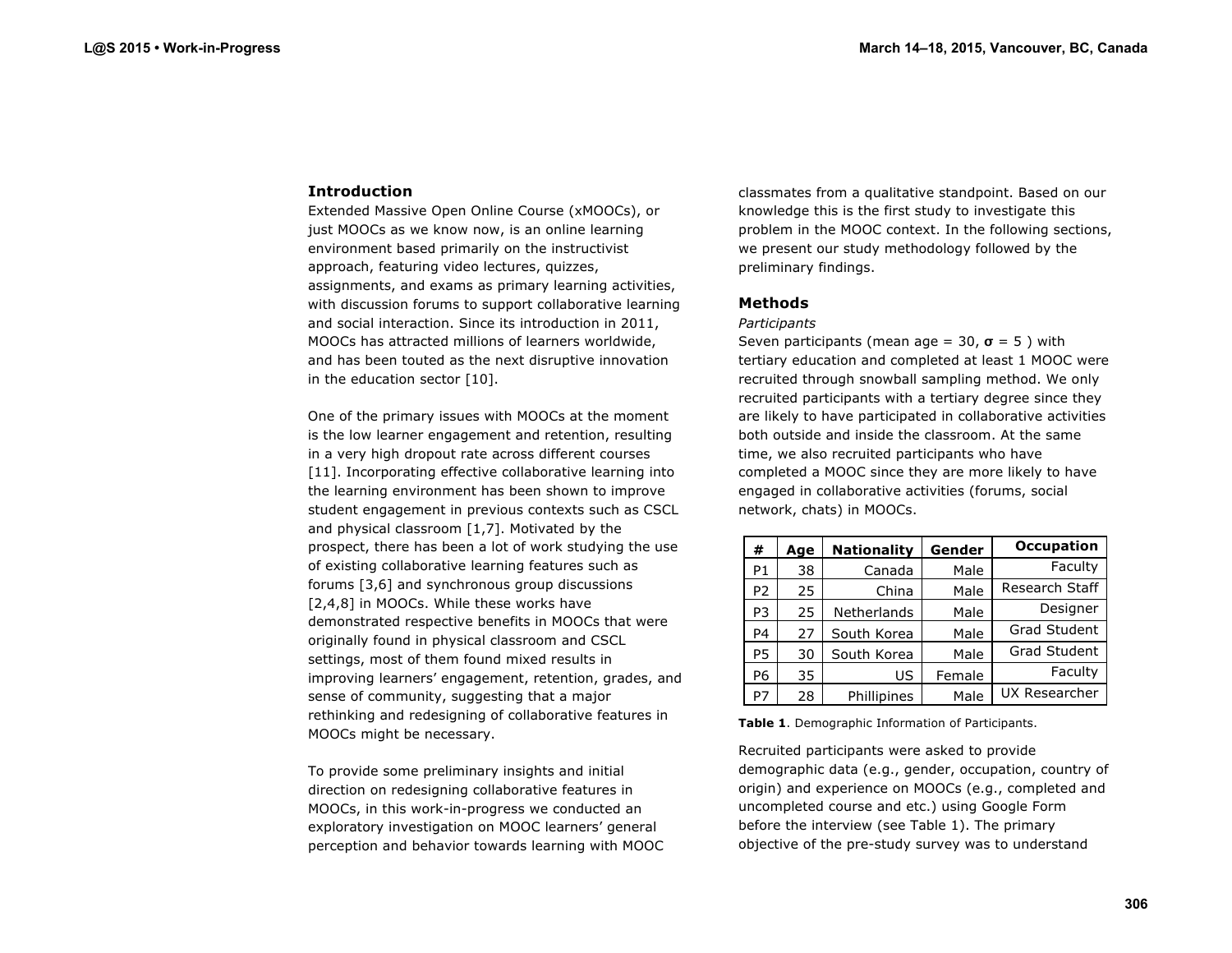## Introduction

Extended Massive Open Online Course (xMOOCs), or just MOOCs as we know now, is an online learning environment based primarily on the instructivist approach, featuring video lectures, quizzes, assignments, and exams as primary learning activities, with discussion forums to support collaborative learning and social interaction. Since its introduction in 2011, MOOCs has attracted millions of learners worldwide, and has been touted as the next disruptive innovation in the education sector [10].

One of the primary issues with MOOCs at the moment is the low learner engagement and retention, resulting in a very high dropout rate across different courses [11]. Incorporating effective collaborative learning into the learning environment has been shown to improve student engagement in previous contexts such as CSCL and physical classroom [1,7]. Motivated by the prospect, there has been a lot of work studying the use of existing collaborative learning features such as forums [3,6] and synchronous group discussions [2,4,8] in MOOCs. While these works have demonstrated respective benefits in MOOCs that were originally found in physical classroom and CSCL settings, most of them found mixed results in improving learners' engagement, retention, grades, and sense of community, suggesting that a major rethinking and redesigning of collaborative features in MOOCs might be necessary.

To provide some preliminary insights and initial direction on redesigning collaborative features in MOOCs, in this work-in-progress we conducted an exploratory investigation on MOOC learners' general perception and behavior towards learning with MOOC classmates from a qualitative standpoint. Based on our knowledge this is the first study to investigate this problem in the MOOC context. In the following sections, we present our study methodology followed by the preliminary findings.

## Methods

*Participants*

Seven participants (mean age = 30, **σ** = 5 ) with tertiary education and completed at least 1 MOOC were recruited through snowball sampling method. We only recruited participants with a tertiary degree since they are likely to have participated in collaborative activities both outside and inside the classroom. At the same time, we also recruited participants who have completed a MOOC since they are more likely to have engaged in collaborative activities (forums, social network, chats) in MOOCs.

| # | Age | Nationality | Gender | Occupation |
|---|---|---|---|---|
| P1 | 38 | Canada | Male | Faculty |
| P2 | 25 | China | Male | Research Staff |
| P3 | 25 | Netherlands | Male | Designer |
| P4 | 27 | South Korea | Male | Grad Student |
| P5 | 30 | South Korea | Male | Grad Student |
| P6 | 35 | US | Female | Faculty |
| P7 | 28 | Phillipines | Male | UX Researcher |

**Table 1**. Demographic Information of Participants.

Recruited participants were asked to provide demographic data (e.g., gender, occupation, country of origin) and experience on MOOCs (e.g., completed and uncompleted course and etc.) using Google Form before the interview (see Table 1). The primary objective of the pre-study survey was to understand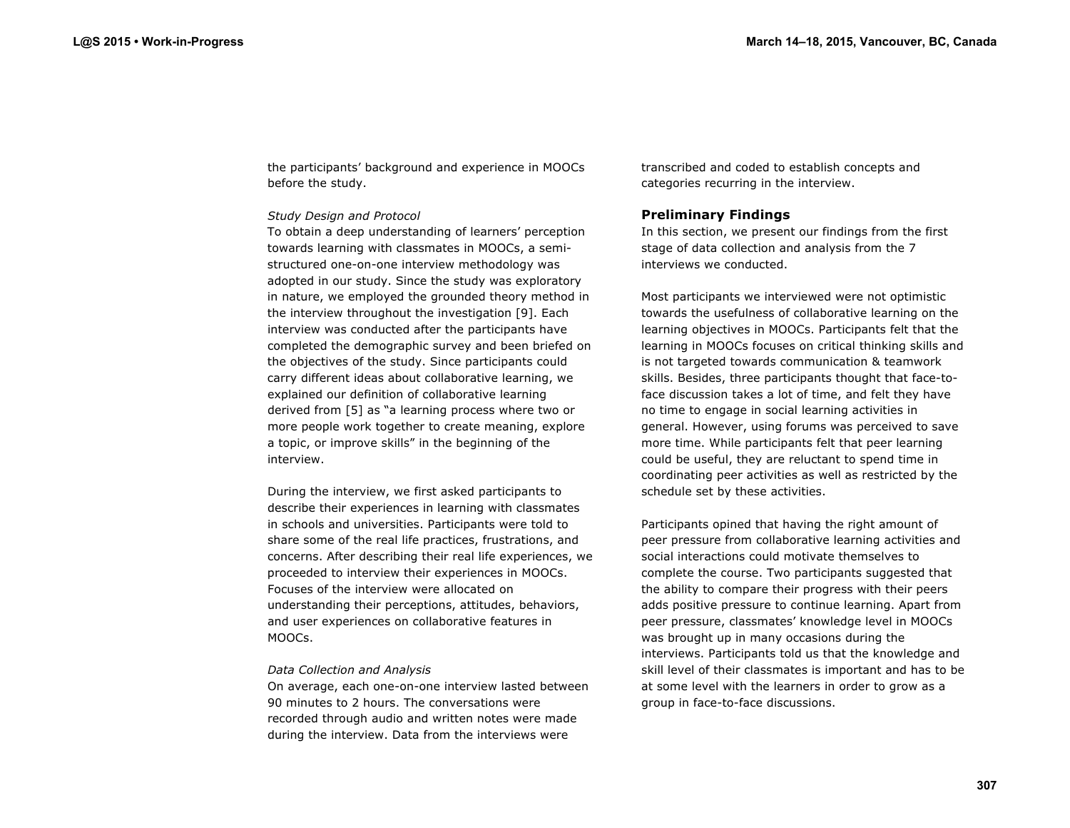the participants' background and experience in MOOCs before the study.

*Study Design and Protocol*

To obtain a deep understanding of learners' perception towards learning with classmates in MOOCs, a semi-structured one-on-one interview methodology was adopted in our study. Since the study was exploratory in nature, we employed the grounded theory method in the interview throughout the investigation [9]. Each interview was conducted after the participants have completed the demographic survey and been briefed on the objectives of the study. Since participants could carry different ideas about collaborative learning, we explained our definition of collaborative learning derived from [5] as "a learning process where two or more people work together to create meaning, explore a topic, or improve skills" in the beginning of the interview.

During the interview, we first asked participants to describe their experiences in learning with classmates in schools and universities. Participants were told to share some of the real life practices, frustrations, and concerns. After describing their real life experiences, we proceeded to interview their experiences in MOOCs. Focuses of the interview were allocated on understanding their perceptions, attitudes, behaviors, and user experiences on collaborative features in MOOCs.

*Data Collection and Analysis*

On average, each one-on-one interview lasted between 90 minutes to 2 hours. The conversations were recorded through audio and written notes were made during the interview. Data from the interviews were transcribed and coded to establish concepts and categories recurring in the interview.

## Preliminary Findings

In this section, we present our findings from the first stage of data collection and analysis from the 7 interviews we conducted.

Most participants we interviewed were not optimistic towards the usefulness of collaborative learning on the learning objectives in MOOCs. Participants felt that the learning in MOOCs focuses on critical thinking skills and is not targeted towards communication & teamwork skills. Besides, three participants thought that face-to-face discussion takes a lot of time, and felt they have no time to engage in social learning activities in general. However, using forums was perceived to save more time. While participants felt that peer learning could be useful, they are reluctant to spend time in coordinating peer activities as well as restricted by the schedule set by these activities.

Participants opined that having the right amount of peer pressure from collaborative learning activities and social interactions could motivate themselves to complete the course. Two participants suggested that the ability to compare their progress with their peers adds positive pressure to continue learning. Apart from peer pressure, classmates' knowledge level in MOOCs was brought up in many occasions during the interviews. Participants told us that the knowledge and skill level of their classmates is important and has to be at some level with the learners in order to grow as a group in face-to-face discussions.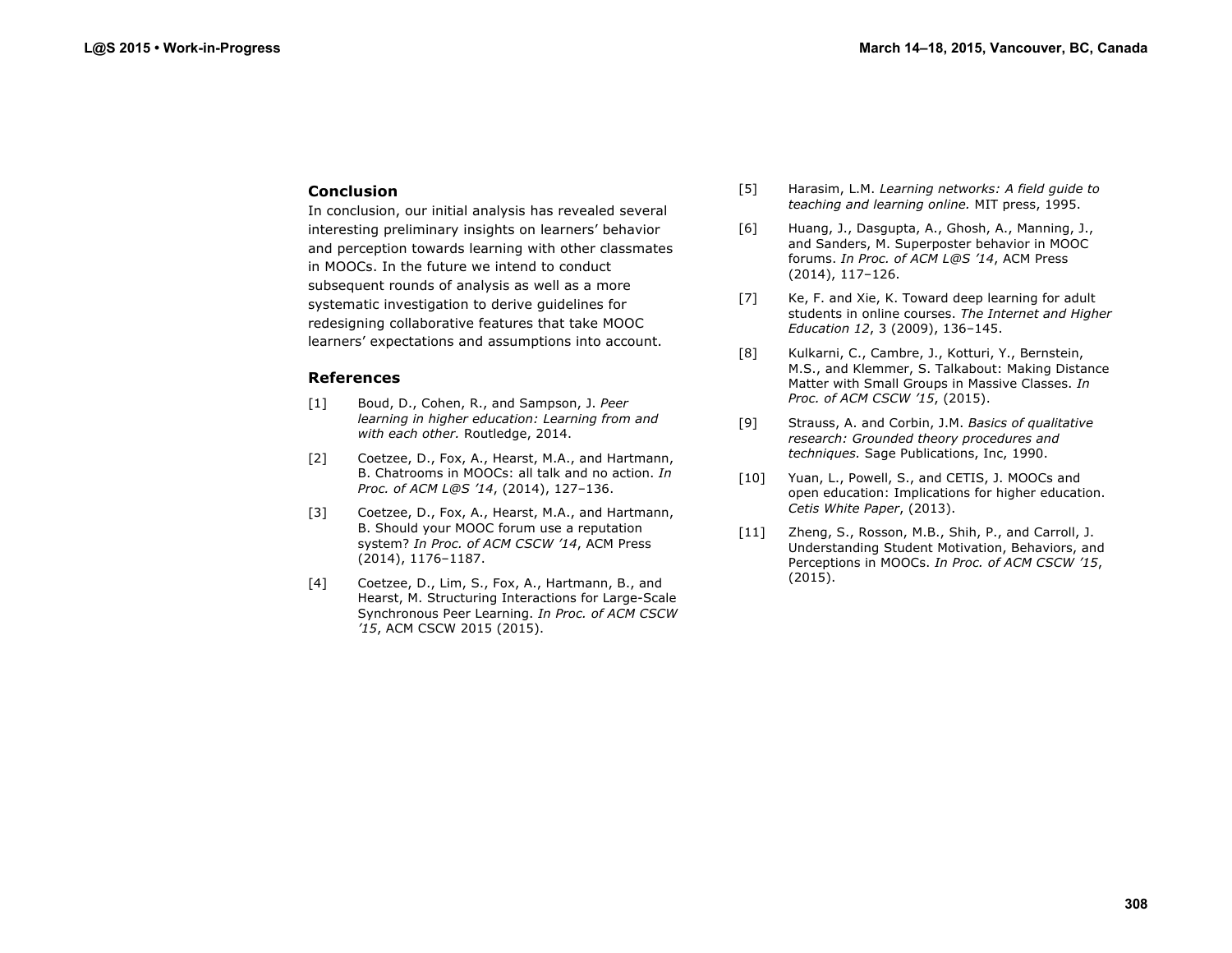## Conclusion

In conclusion, our initial analysis has revealed several interesting preliminary insights on learners' behavior and perception towards learning with other classmates in MOOCs. In the future we intend to conduct subsequent rounds of analysis as well as a more systematic investigation to derive guidelines for redesigning collaborative features that take MOOC learners' expectations and assumptions into account.

## References

[1] Boud, D., Cohen, R., and Sampson, J. *Peer learning in higher education: Learning from and with each other.* Routledge, 2014.

[2] Coetzee, D., Fox, A., Hearst, M.A., and Hartmann, B. Chatrooms in MOOCs: all talk and no action. *In Proc. of ACM L@S '14*, (2014), 127–136.

[3] Coetzee, D., Fox, A., Hearst, M.A., and Hartmann, B. Should your MOOC forum use a reputation system? *In Proc. of ACM CSCW '14*, ACM Press (2014), 1176–1187.

[4] Coetzee, D., Lim, S., Fox, A., Hartmann, B., and Hearst, M. Structuring Interactions for Large-Scale Synchronous Peer Learning. *In Proc. of ACM CSCW '15*, ACM CSCW 2015 (2015).

[5] Harasim, L.M. *Learning networks: A field guide to teaching and learning online.* MIT press, 1995.

[6] Huang, J., Dasgupta, A., Ghosh, A., Manning, J., and Sanders, M. Superposter behavior in MOOC forums. *In Proc. of ACM L@S '14*, ACM Press (2014), 117–126.

[7] Ke, F. and Xie, K. Toward deep learning for adult students in online courses. *The Internet and Higher Education 12*, 3 (2009), 136–145.

[8] Kulkarni, C., Cambre, J., Kotturi, Y., Bernstein, M.S., and Klemmer, S. Talkabout: Making Distance Matter with Small Groups in Massive Classes. *In Proc. of ACM CSCW '15*, (2015).

[9] Strauss, A. and Corbin, J.M. *Basics of qualitative research: Grounded theory procedures and techniques.* Sage Publications, Inc, 1990.

[10] Yuan, L., Powell, S., and CETIS, J. MOOCs and open education: Implications for higher education. *Cetis White Paper*, (2013).

[11] Zheng, S., Rosson, M.B., Shih, P., and Carroll, J. Understanding Student Motivation, Behaviors, and Perceptions in MOOCs. *In Proc. of ACM CSCW '15*, (2015).